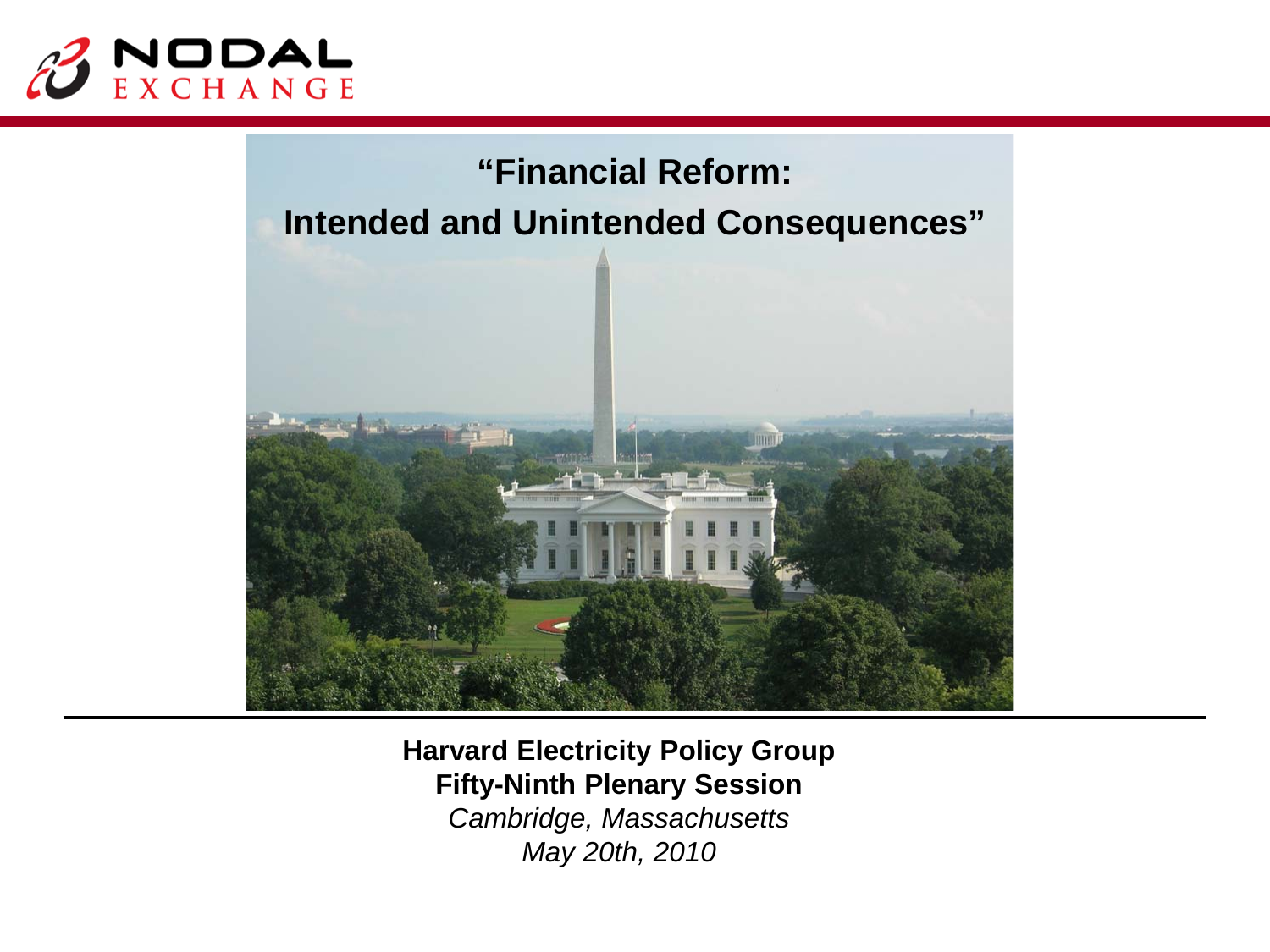NODAL EXCHANGE

# "Financial Reform: Intended and Unintended Consequences"

**Harvard Electricity Policy Group**
**Fifty-Ninth Plenary Session**
*Cambridge, Massachusetts*
*May 20th, 2010*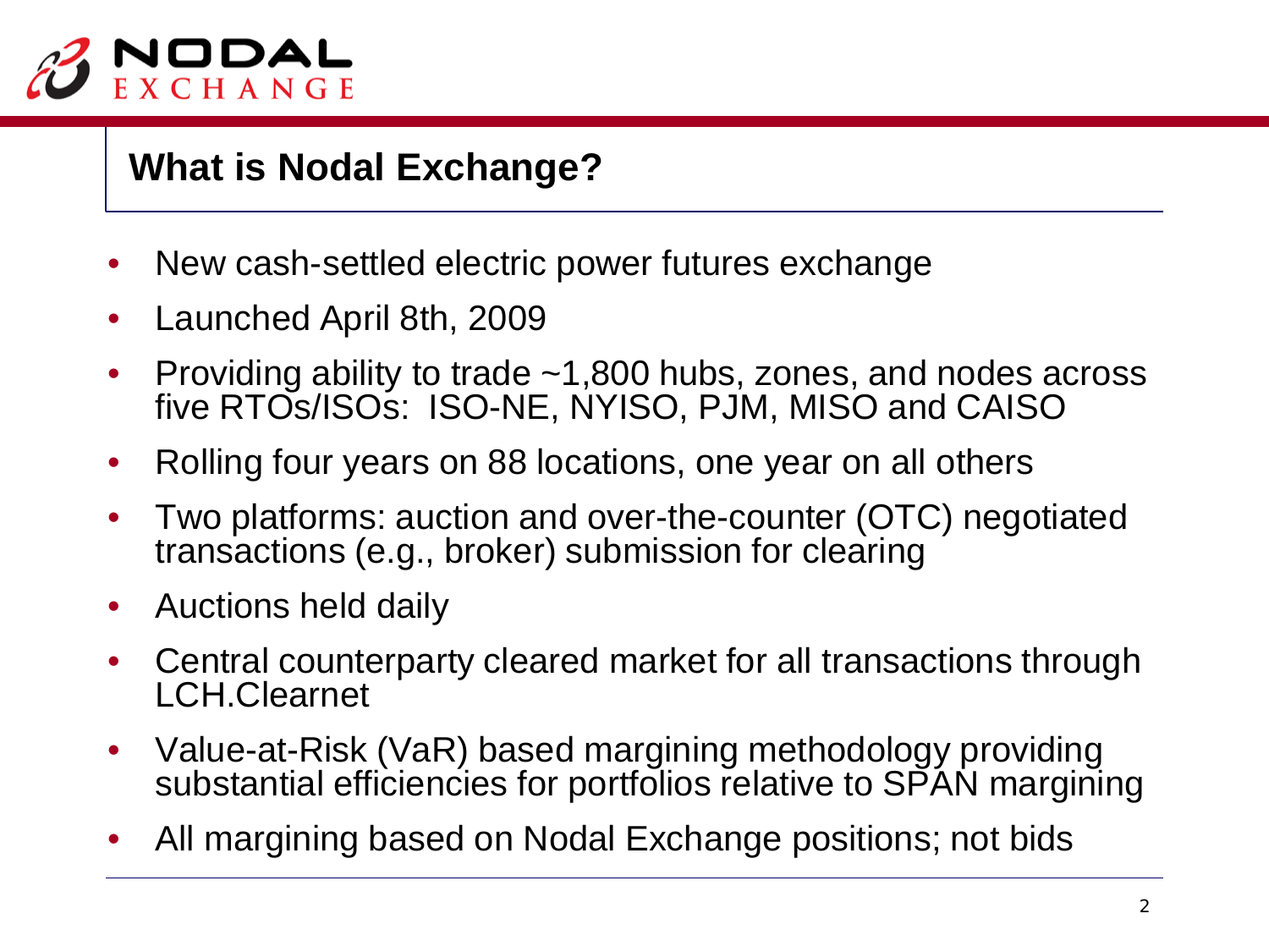## What is Nodal Exchange?

- New cash-settled electric power futures exchange
- Launched April 8th, 2009
- Providing ability to trade ~1,800 hubs, zones, and nodes across five RTOs/ISOs: ISO-NE, NYISO, PJM, MISO and CAISO
- Rolling four years on 88 locations, one year on all others
- Two platforms: auction and over-the-counter (OTC) negotiated transactions (e.g., broker) submission for clearing
- Auctions held daily
- Central counterparty cleared market for all transactions through LCH.Clearnet
- Value-at-Risk (VaR) based margining methodology providing substantial efficiencies for portfolios relative to SPAN margining
- All margining based on Nodal Exchange positions; not bids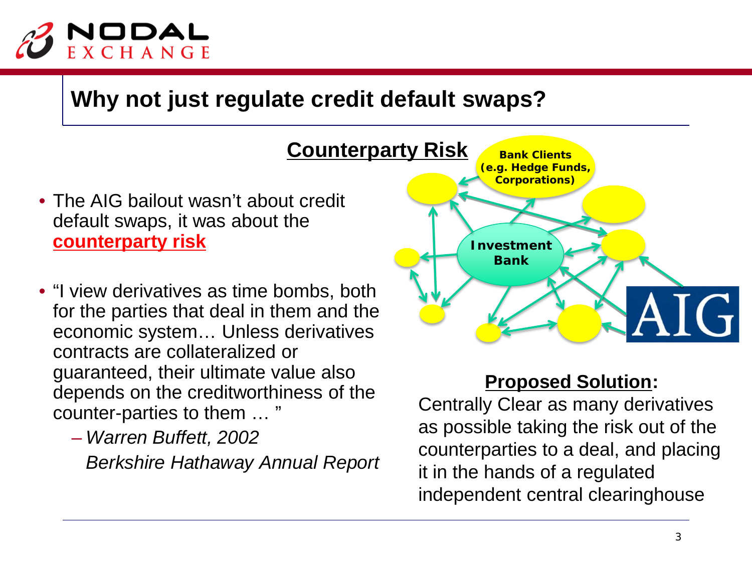## Why not just regulate credit default swaps?

**Counterparty Risk**

- The AIG bailout wasn't about credit default swaps, it was about the **counterparty risk**
- "I view derivatives as time bombs, both for the parties that deal in them and the economic system… Unless derivatives contracts are collateralized or guaranteed, their ultimate value also depends on the creditworthiness of the counter-parties to them … "
  - *Warren Buffett, 2002*
    *Berkshire Hathaway Annual Report*

**Bank Clients (e.g. Hedge Funds, Corporations)**

**Investment Bank**

AIG

**Proposed Solution:**
Centrally Clear as many derivatives as possible taking the risk out of the counterparties to a deal, and placing it in the hands of a regulated independent central clearinghouse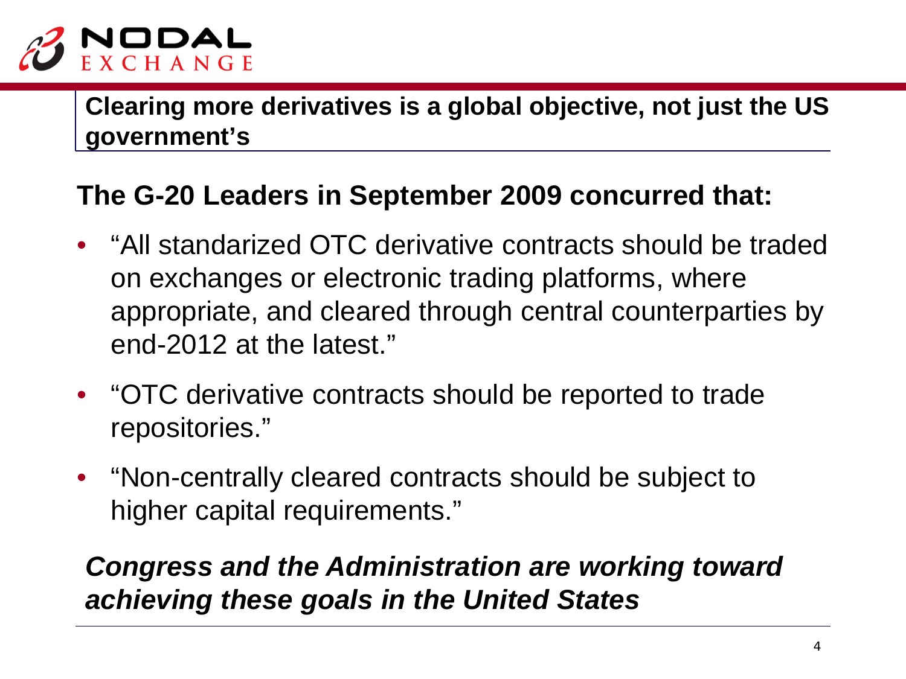## Clearing more derivatives is a global objective, not just the US government's

### The G-20 Leaders in September 2009 concurred that:

- "All standarized OTC derivative contracts should be traded on exchanges or electronic trading platforms, where appropriate, and cleared through central counterparties by end-2012 at the latest."
- "OTC derivative contracts should be reported to trade repositories."
- "Non-centrally cleared contracts should be subject to higher capital requirements."

***Congress and the Administration are working toward achieving these goals in the United States***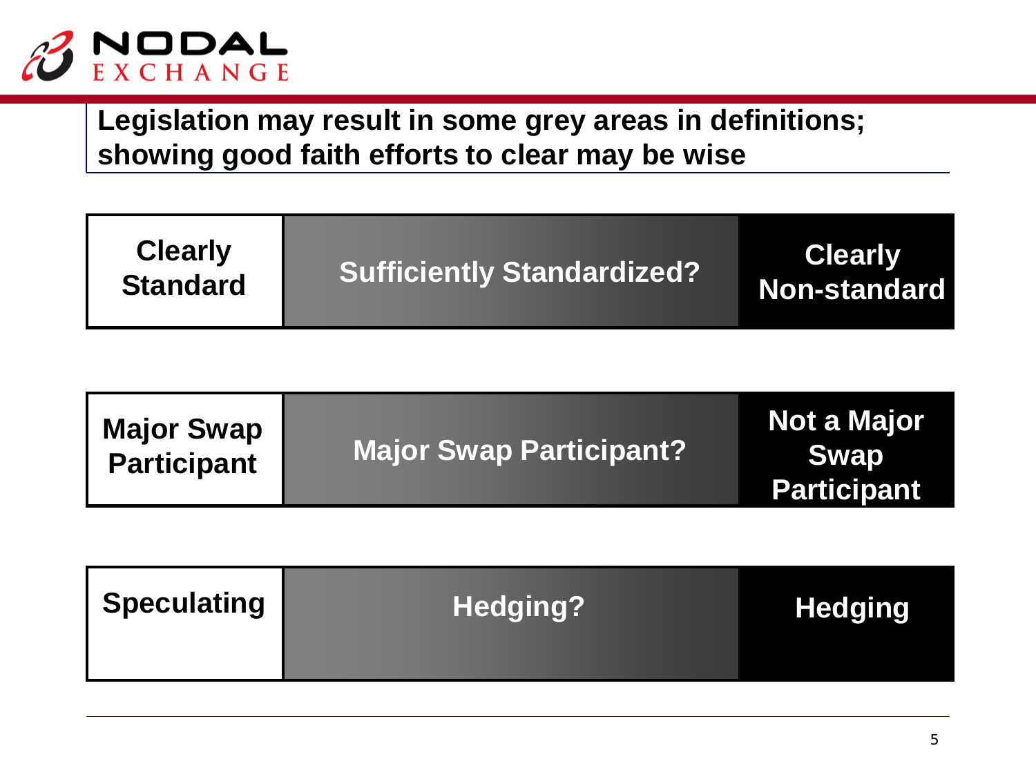## Legislation may result in some grey areas in definitions; showing good faith efforts to clear may be wise

| Clearly Standard | Sufficiently Standardized? | Clearly Non-standard |
| --- | --- | --- |
| Major Swap Participant | Major Swap Participant? | Not a Major Swap Participant |
| Speculating | Hedging? | Hedging |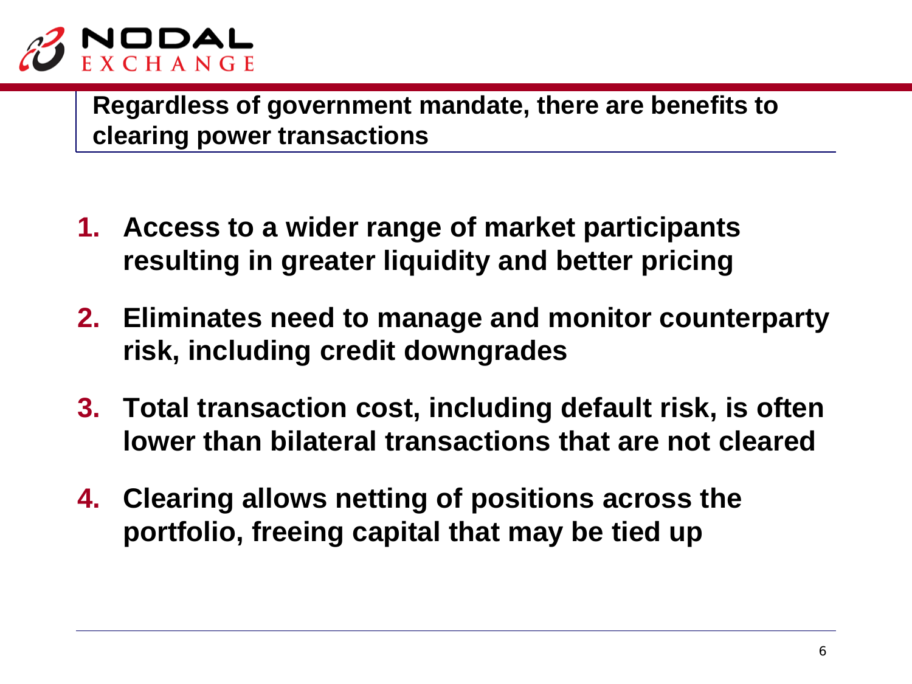## Regardless of government mandate, there are benefits to clearing power transactions

1. **Access to a wider range of market participants resulting in greater liquidity and better pricing**
2. **Eliminates need to manage and monitor counterparty risk, including credit downgrades**
3. **Total transaction cost, including default risk, is often lower than bilateral transactions that are not cleared**
4. **Clearing allows netting of positions across the portfolio, freeing capital that may be tied up**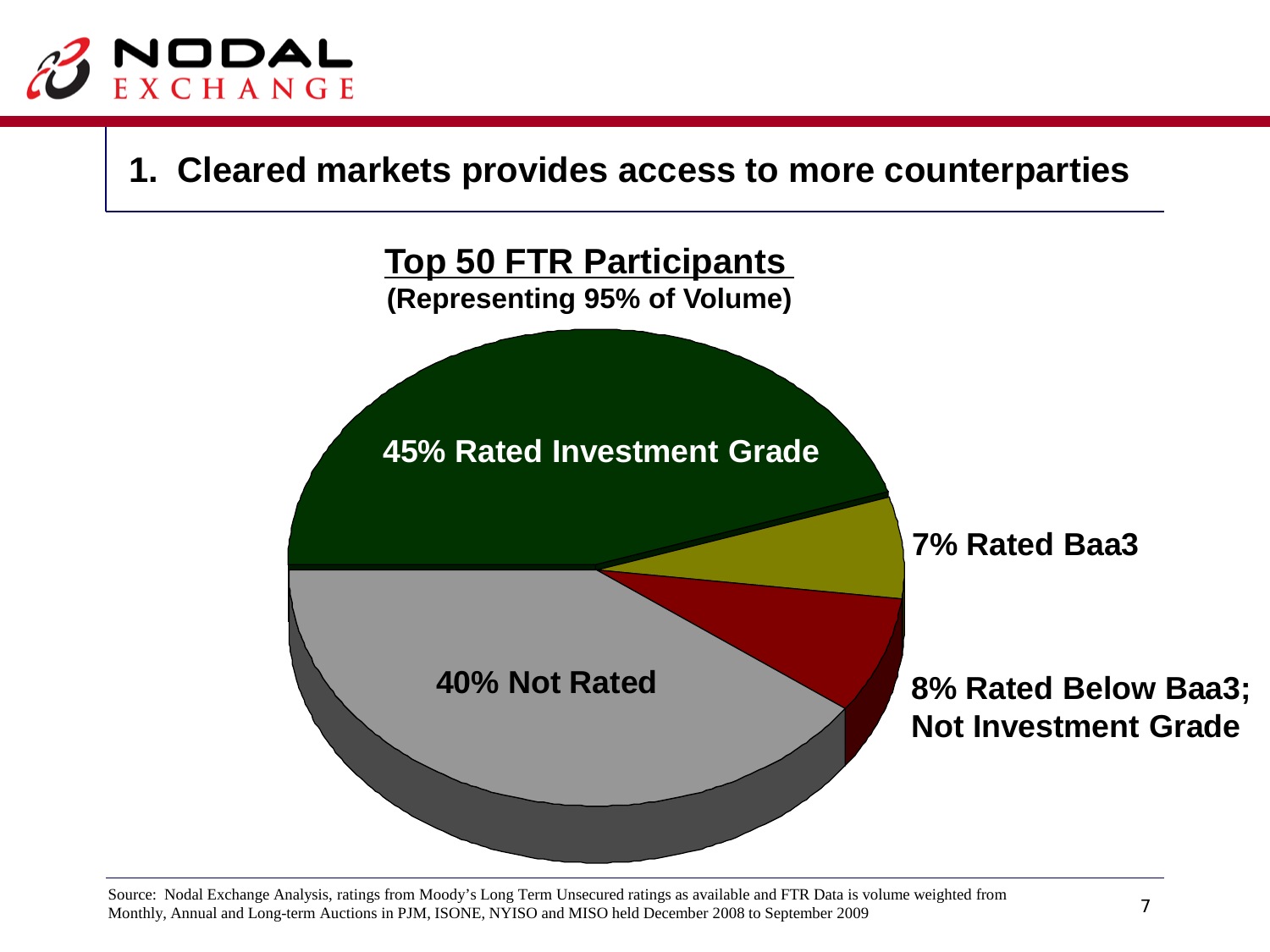# 1. Cleared markets provides access to more counterparties

**Top 50 FTR Participants**
**(Representing 95% of Volume)**

**45% Rated Investment Grade**

**7% Rated Baa3**

**8% Rated Below Baa3; Not Investment Grade**

**40% Not Rated**

Source: Nodal Exchange Analysis, ratings from Moody's Long Term Unsecured ratings as available and FTR Data is volume weighted from Monthly, Annual and Long-term Auctions in PJM, ISONE, NYISO and MISO held December 2008 to September 2009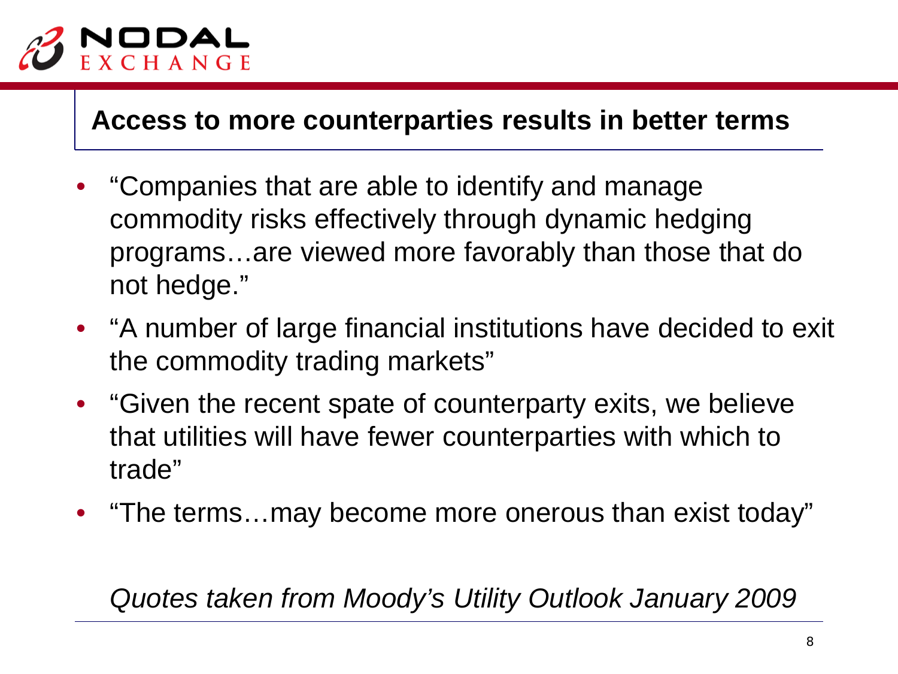## Access to more counterparties results in better terms

- "Companies that are able to identify and manage commodity risks effectively through dynamic hedging programs…are viewed more favorably than those that do not hedge."
- "A number of large financial institutions have decided to exit the commodity trading markets"
- "Given the recent spate of counterparty exits, we believe that utilities will have fewer counterparties with which to trade"
- "The terms…may become more onerous than exist today"

*Quotes taken from Moody's Utility Outlook January 2009*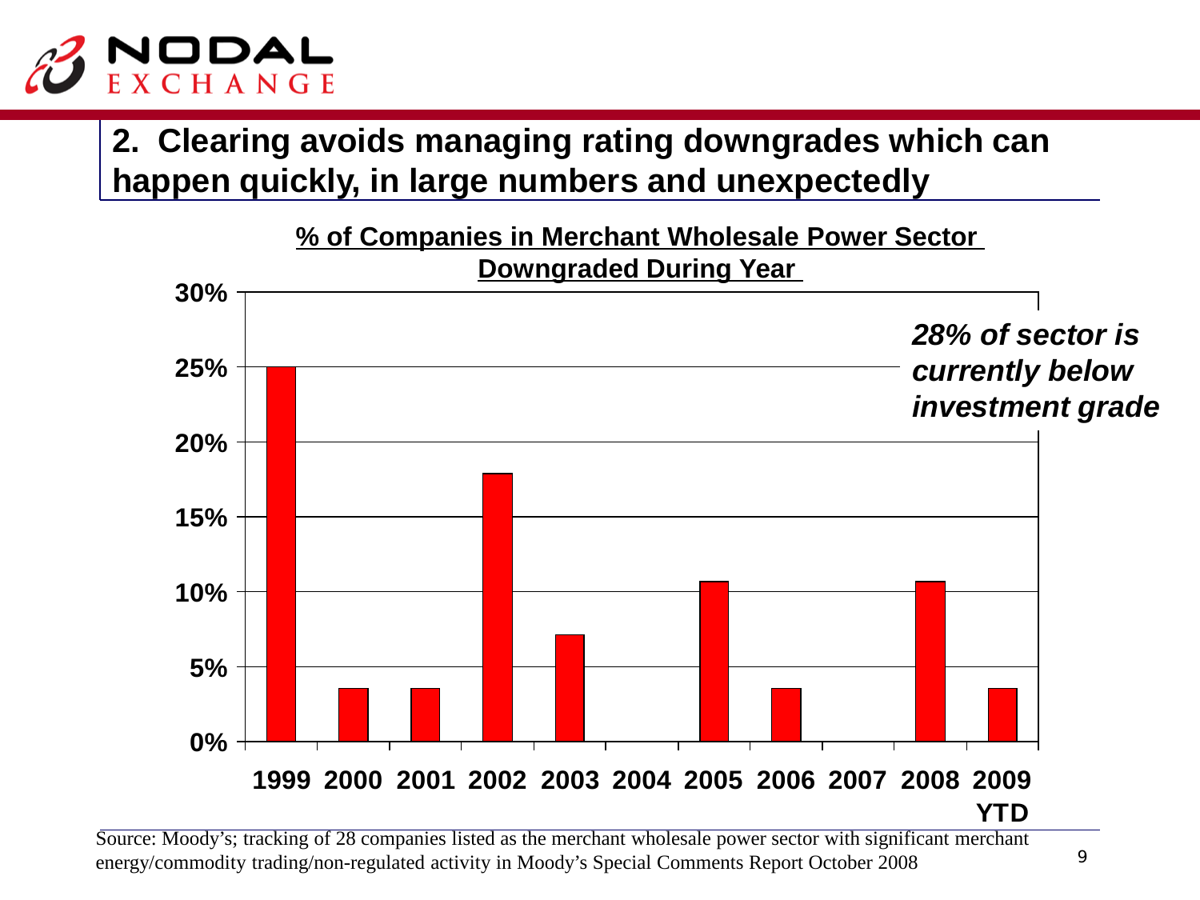## 2. Clearing avoids managing rating downgrades which can happen quickly, in large numbers and unexpectedly

**% of Companies in Merchant Wholesale Power Sector Downgraded During Year**

| Year | % Downgraded |
|---|---|
| 1999 | 25% |
| 2000 | 3.6% |
| 2001 | 3.6% |
| 2002 | 17.9% |
| 2003 | 7.1% |
| 2004 | 0% |
| 2005 | 10.7% |
| 2006 | 3.6% |
| 2007 | 0% |
| 2008 | 10.7% |
| 2009 YTD | 3.6% |

***28% of sector is currently below investment grade***

Source: Moody's; tracking of 28 companies listed as the merchant wholesale power sector with significant merchant energy/commodity trading/non-regulated activity in Moody's Special Comments Report October 2008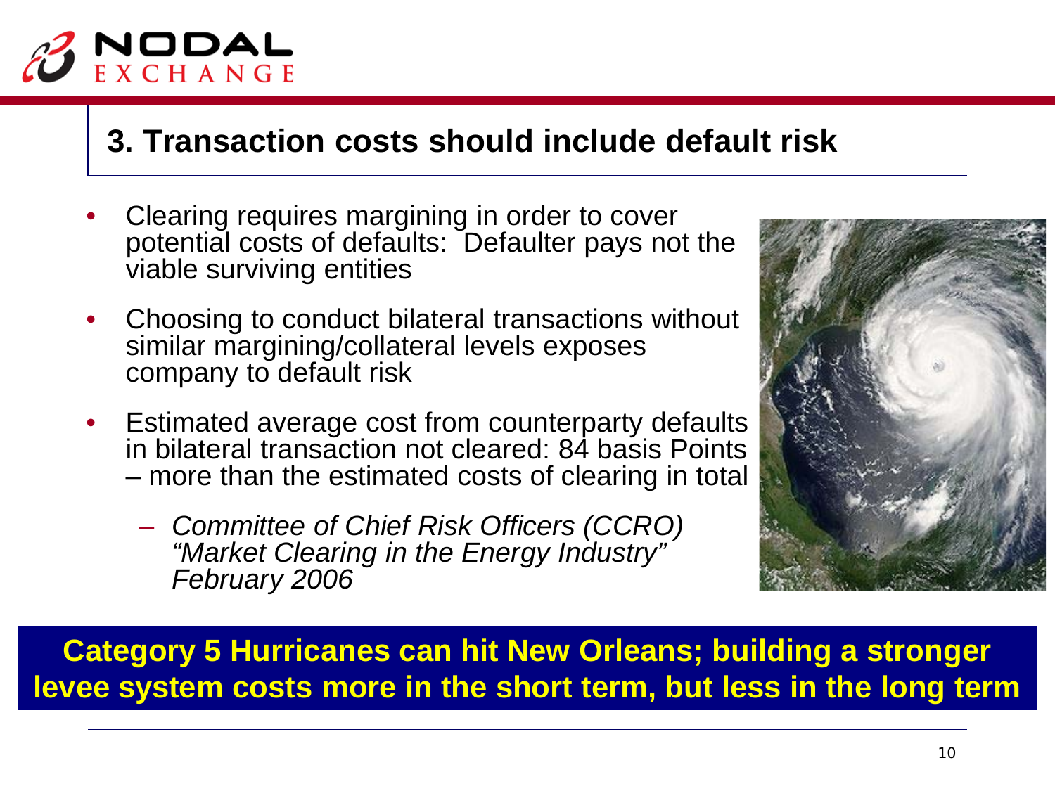## 3. Transaction costs should include default risk

- Clearing requires margining in order to cover potential costs of defaults: Defaulter pays not the viable surviving entities
- Choosing to conduct bilateral transactions without similar margining/collateral levels exposes company to default risk
- Estimated average cost from counterparty defaults in bilateral transaction not cleared: 84 basis Points – more than the estimated costs of clearing in total
  - *Committee of Chief Risk Officers (CCRO) "Market Clearing in the Energy Industry" February 2006*

**Category 5 Hurricanes can hit New Orleans; building a stronger levee system costs more in the short term, but less in the long term**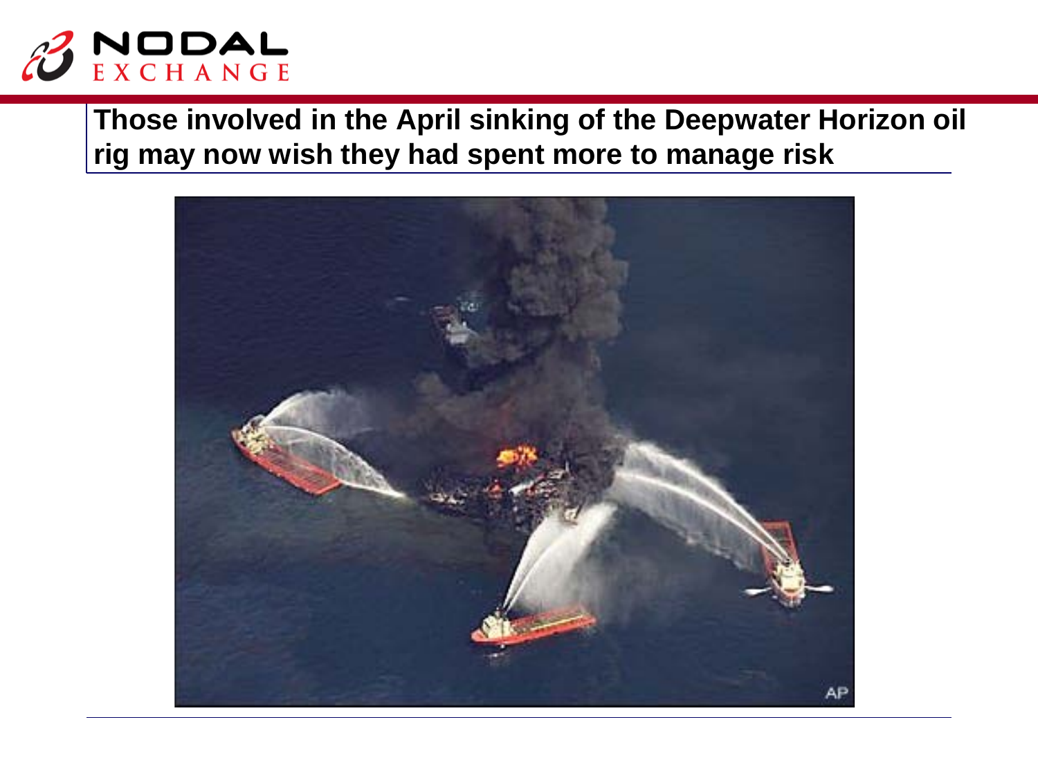## Those involved in the April sinking of the Deepwater Horizon oil rig may now wish they had spent more to manage risk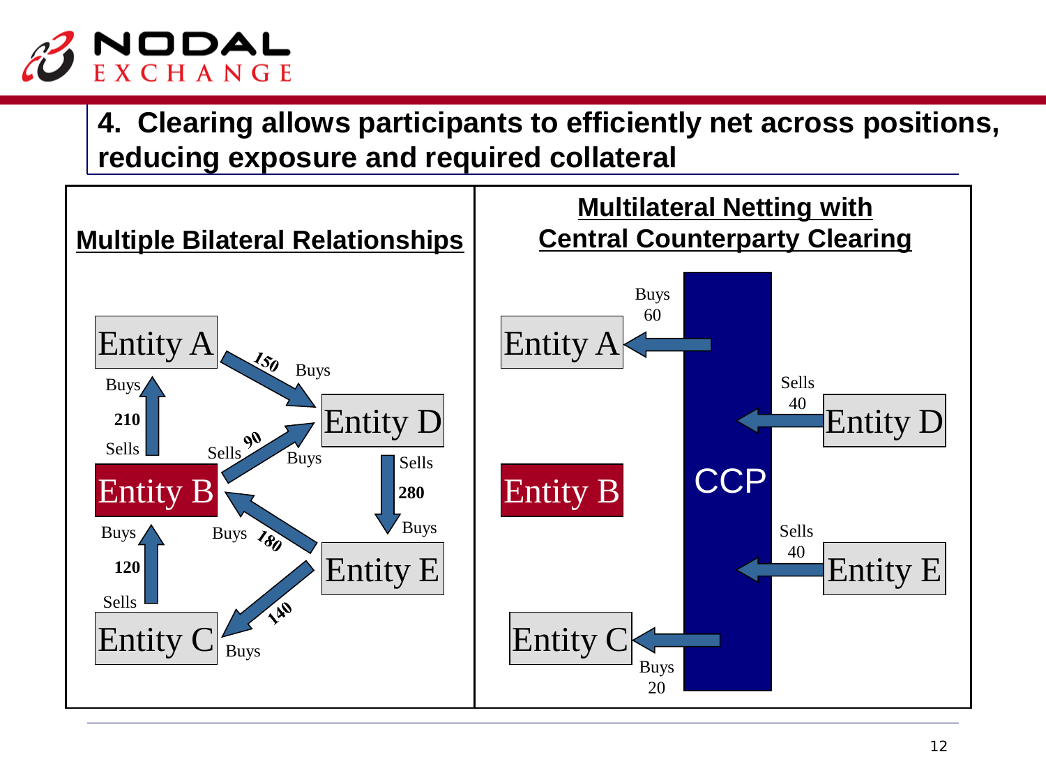## 4. Clearing allows participants to efficiently net across positions, reducing exposure and required collateral

### Multiple Bilateral Relationships

- Entity B Sells 210 → Entity A Buys
- Entity A Sells 150 → Entity D Buys
- Entity B Sells 90 → Entity D Buys
- Entity D Sells 280 → Entity E Buys
- Entity E Sells 180 → Entity B Buys
- Entity E Sells 140 → Entity C Buys
- Entity C Sells 120 → Entity B Buys

### Multilateral Netting with Central Counterparty Clearing

- Entity A: Buys 60 from CCP
- Entity D: Sells 40 to CCP
- Entity B: no net position
- Entity E: Sells 40 to CCP
- Entity C: Buys 20 from CCP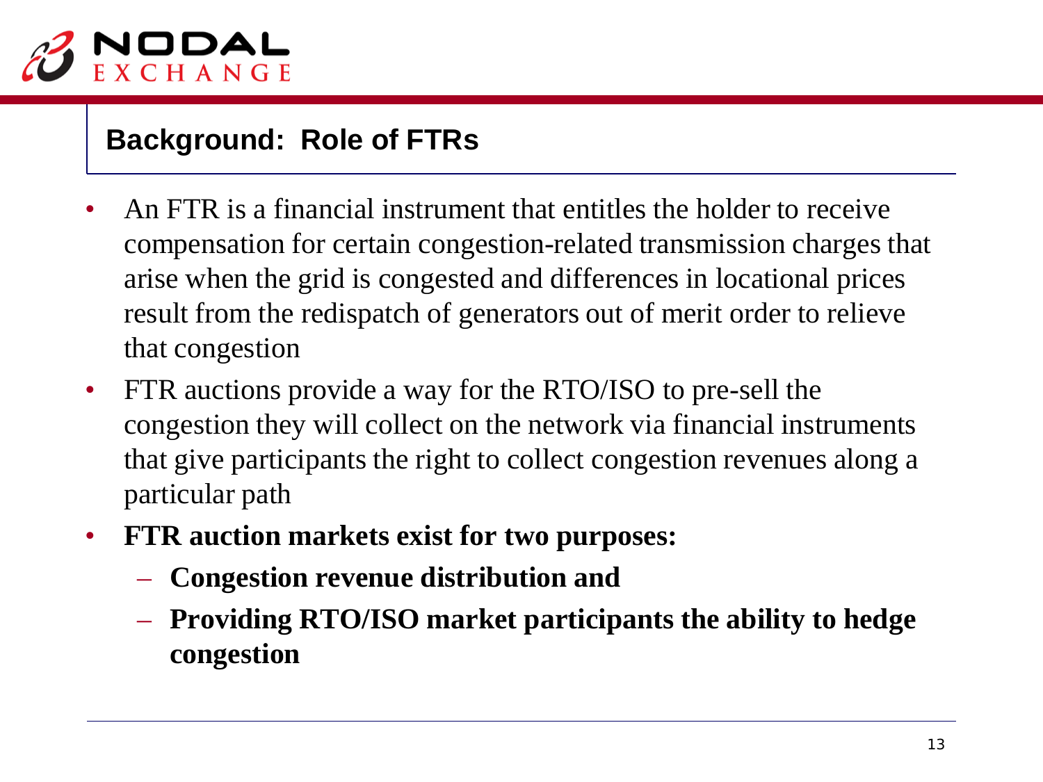## Background: Role of FTRs

- An FTR is a financial instrument that entitles the holder to receive compensation for certain congestion-related transmission charges that arise when the grid is congested and differences in locational prices result from the redispatch of generators out of merit order to relieve that congestion
- FTR auctions provide a way for the RTO/ISO to pre-sell the congestion they will collect on the network via financial instruments that give participants the right to collect congestion revenues along a particular path
- **FTR auction markets exist for two purposes:**
  - **Congestion revenue distribution and**
  - **Providing RTO/ISO market participants the ability to hedge congestion**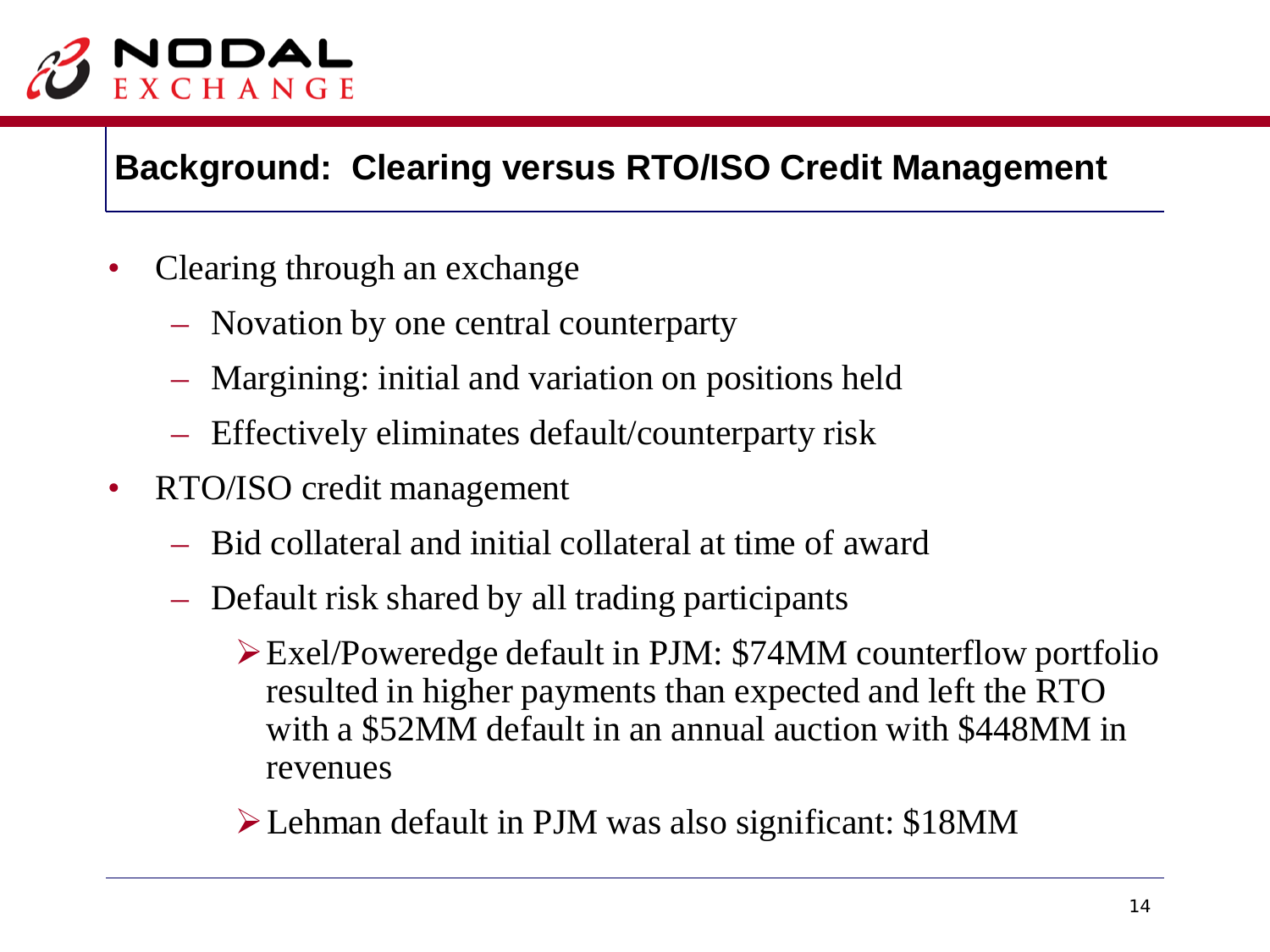## Background: Clearing versus RTO/ISO Credit Management

- Clearing through an exchange
  - Novation by one central counterparty
  - Margining: initial and variation on positions held
  - Effectively eliminates default/counterparty risk
- RTO/ISO credit management
  - Bid collateral and initial collateral at time of award
  - Default risk shared by all trading participants
    - Exel/Poweredge default in PJM: $74MM counterflow portfolio resulted in higher payments than expected and left the RTO with a $52MM default in an annual auction with $448MM in revenues
    - Lehman default in PJM was also significant: $18MM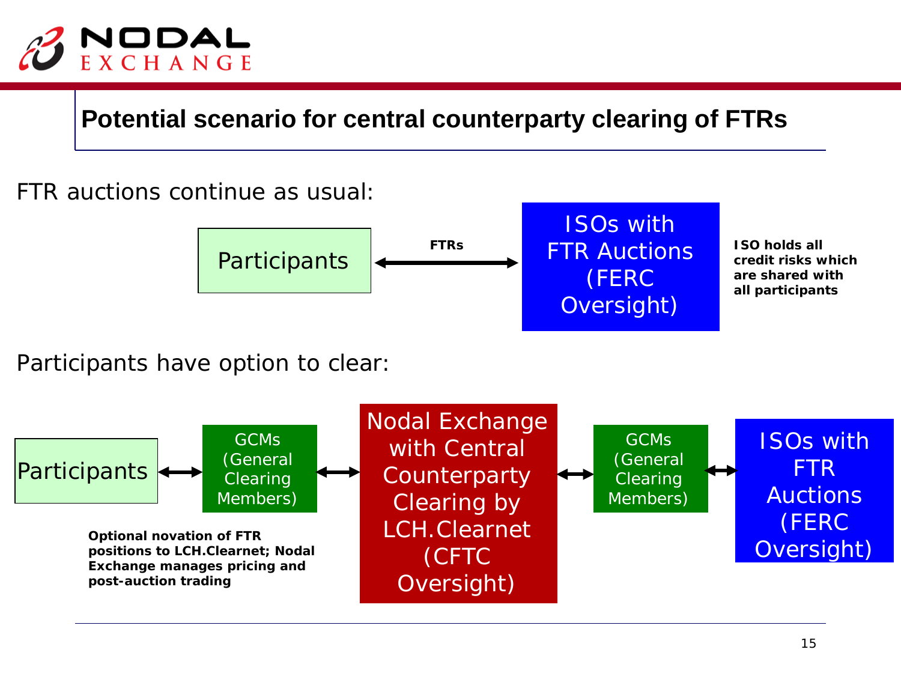## Potential scenario for central counterparty clearing of FTRs

FTR auctions continue as usual:

Participants

FTRs

ISOs with FTR Auctions (FERC Oversight)

**ISO holds all credit risks which are shared with all participants**

Participants have option to clear:

Participants

GCMs (General Clearing Members)

Nodal Exchange with Central Counterparty Clearing by LCH.Clearnet (CFTC Oversight)

GCMs (General Clearing Members)

ISOs with FTR Auctions (FERC Oversight)

**Optional novation of FTR positions to LCH.Clearnet; Nodal Exchange manages pricing and post-auction trading**